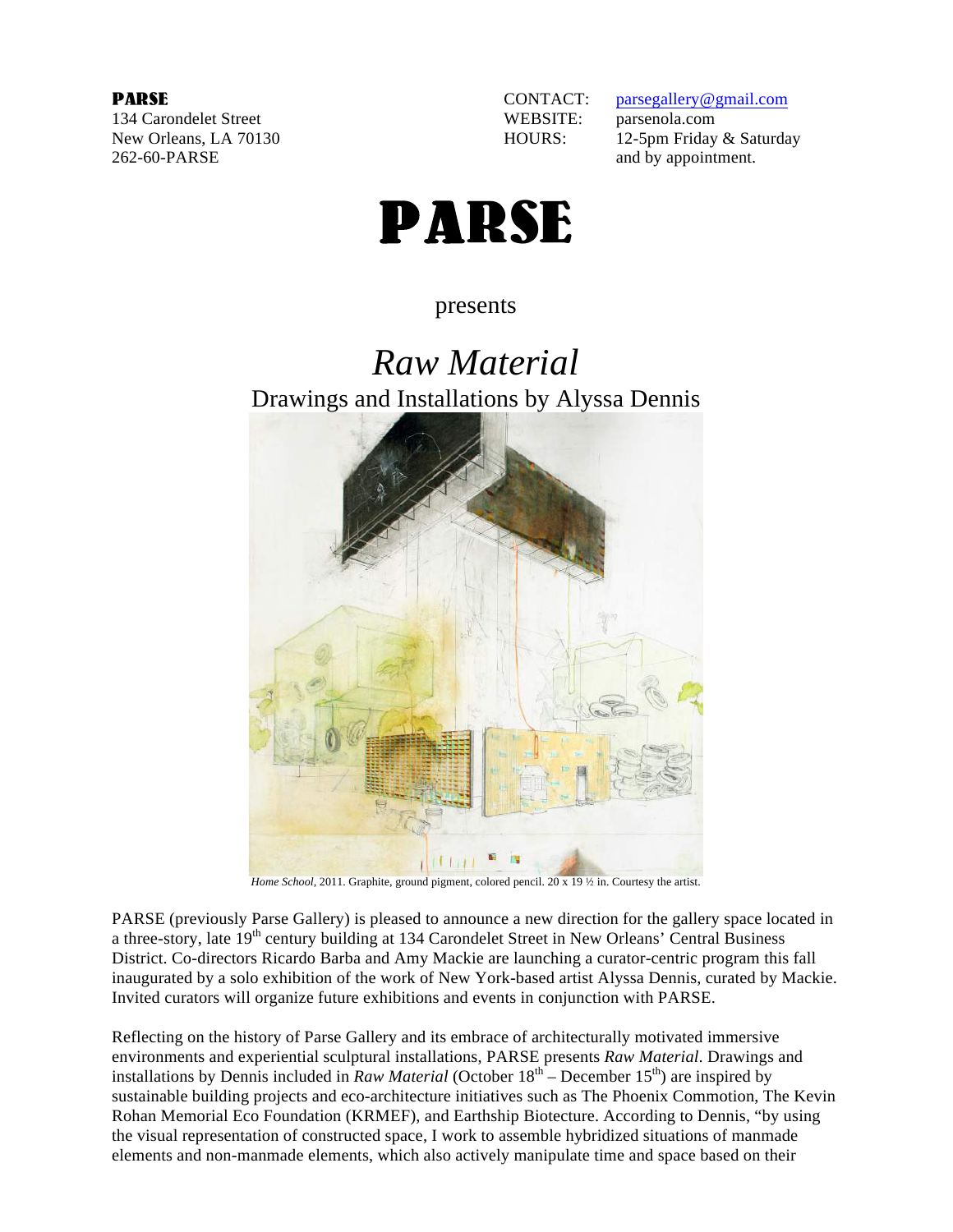**PARSE**
134 Carondelet Street
New Orleans, LA 70130
262-60-PARSE

CONTACT: parsegallery@gmail.com
WEBSITE: parsenola.com
HOURS: 12-5pm Friday & Saturday
and by appointment.

# PARSE

presents

# *Raw Material*

## Drawings and Installations by Alyssa Dennis

*Home School*, 2011. Graphite, ground pigment, colored pencil. 20 x 19 ½ in. Courtesy the artist.

PARSE (previously Parse Gallery) is pleased to announce a new direction for the gallery space located in a three-story, late 19th century building at 134 Carondelet Street in New Orleans' Central Business District. Co-directors Ricardo Barba and Amy Mackie are launching a curator-centric program this fall inaugurated by a solo exhibition of the work of New York-based artist Alyssa Dennis, curated by Mackie. Invited curators will organize future exhibitions and events in conjunction with PARSE.

Reflecting on the history of Parse Gallery and its embrace of architecturally motivated immersive environments and experiential sculptural installations, PARSE presents *Raw Material*. Drawings and installations by Dennis included in *Raw Material* (October 18th – December 15th) are inspired by sustainable building projects and eco-architecture initiatives such as The Phoenix Commotion, The Kevin Rohan Memorial Eco Foundation (KRMEF), and Earthship Biotecture. According to Dennis, "by using the visual representation of constructed space, I work to assemble hybridized situations of manmade elements and non-manmade elements, which also actively manipulate time and space based on their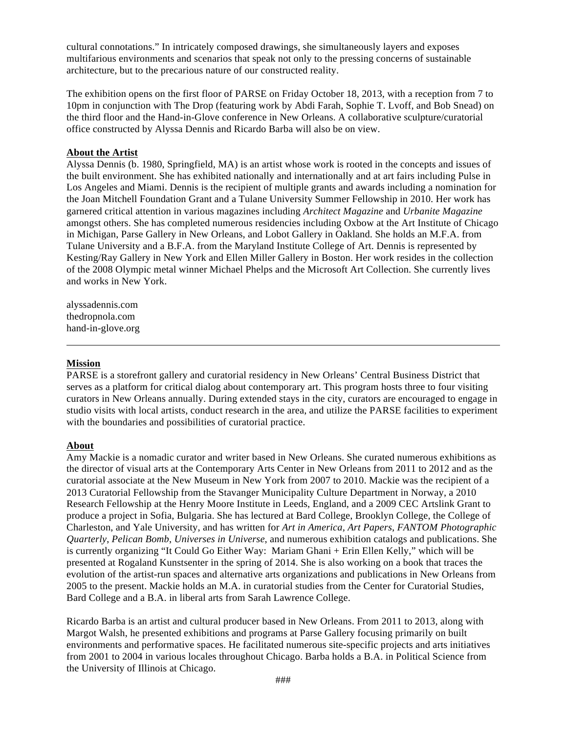cultural connotations." In intricately composed drawings, she simultaneously layers and exposes multifarious environments and scenarios that speak not only to the pressing concerns of sustainable architecture, but to the precarious nature of our constructed reality.

The exhibition opens on the first floor of PARSE on Friday October 18, 2013, with a reception from 7 to 10pm in conjunction with The Drop (featuring work by Abdi Farah, Sophie T. Lvoff, and Bob Snead) on the third floor and the Hand-in-Glove conference in New Orleans. A collaborative sculpture/curatorial office constructed by Alyssa Dennis and Ricardo Barba will also be on view.

**About the Artist**

Alyssa Dennis (b. 1980, Springfield, MA) is an artist whose work is rooted in the concepts and issues of the built environment. She has exhibited nationally and internationally and at art fairs including Pulse in Los Angeles and Miami. Dennis is the recipient of multiple grants and awards including a nomination for the Joan Mitchell Foundation Grant and a Tulane University Summer Fellowship in 2010. Her work has garnered critical attention in various magazines including *Architect Magazine* and *Urbanite Magazine* amongst others. She has completed numerous residencies including Oxbow at the Art Institute of Chicago in Michigan, Parse Gallery in New Orleans, and Lobot Gallery in Oakland. She holds an M.F.A. from Tulane University and a B.F.A. from the Maryland Institute College of Art. Dennis is represented by Kesting/Ray Gallery in New York and Ellen Miller Gallery in Boston. Her work resides in the collection of the 2008 Olympic metal winner Michael Phelps and the Microsoft Art Collection. She currently lives and works in New York.

alyssadennis.com
thedropnola.com
hand-in-glove.org

---

**Mission**

PARSE is a storefront gallery and curatorial residency in New Orleans' Central Business District that serves as a platform for critical dialog about contemporary art. This program hosts three to four visiting curators in New Orleans annually. During extended stays in the city, curators are encouraged to engage in studio visits with local artists, conduct research in the area, and utilize the PARSE facilities to experiment with the boundaries and possibilities of curatorial practice.

**About**

Amy Mackie is a nomadic curator and writer based in New Orleans. She curated numerous exhibitions as the director of visual arts at the Contemporary Arts Center in New Orleans from 2011 to 2012 and as the curatorial associate at the New Museum in New York from 2007 to 2010. Mackie was the recipient of a 2013 Curatorial Fellowship from the Stavanger Municipality Culture Department in Norway, a 2010 Research Fellowship at the Henry Moore Institute in Leeds, England, and a 2009 CEC Artslink Grant to produce a project in Sofia, Bulgaria. She has lectured at Bard College, Brooklyn College, the College of Charleston, and Yale University, and has written for *Art in America*, *Art Papers*, *FANTOM Photographic Quarterly*, *Pelican Bomb*, *Universes in Universe*, and numerous exhibition catalogs and publications. She is currently organizing "It Could Go Either Way: Mariam Ghani + Erin Ellen Kelly," which will be presented at Rogaland Kunstsenter in the spring of 2014. She is also working on a book that traces the evolution of the artist-run spaces and alternative arts organizations and publications in New Orleans from 2005 to the present. Mackie holds an M.A. in curatorial studies from the Center for Curatorial Studies, Bard College and a B.A. in liberal arts from Sarah Lawrence College.

Ricardo Barba is an artist and cultural producer based in New Orleans. From 2011 to 2013, along with Margot Walsh, he presented exhibitions and programs at Parse Gallery focusing primarily on built environments and performative spaces. He facilitated numerous site-specific projects and arts initiatives from 2001 to 2004 in various locales throughout Chicago. Barba holds a B.A. in Political Science from the University of Illinois at Chicago.

###